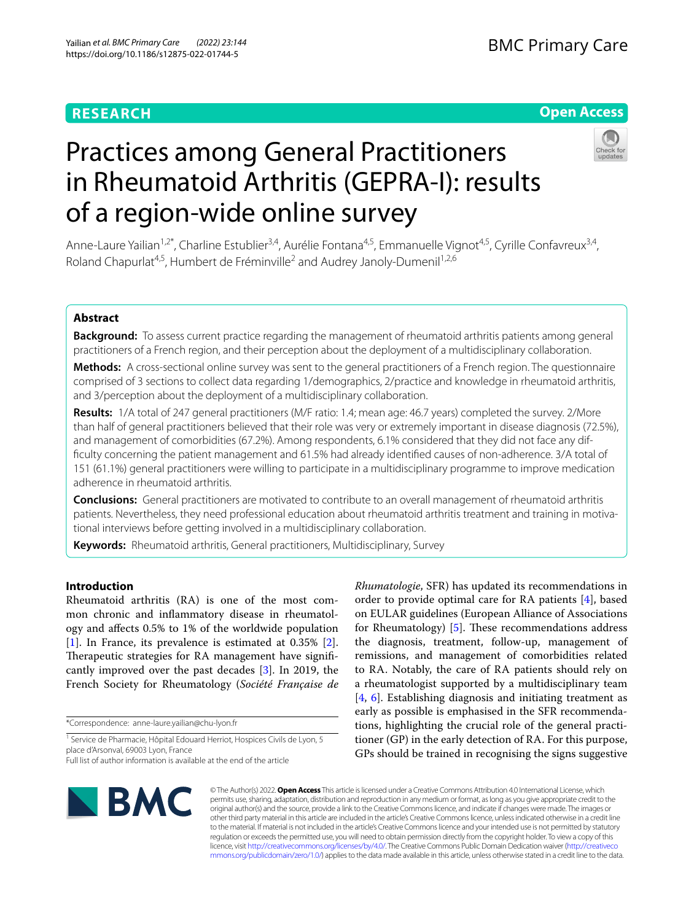RESEARCH

Open Access

# Practices among General Practitioners in Rheumatoid Arthritis (GEPRA-I): results of a region-wide online survey

Anne-Laure Yailian[1,2*], Charline Estublier[3,4], Aurélie Fontana[4,5], Emmanuelle Vignot[4,5], Cyrille Confavreux[3,4], Roland Chapurlat[4,5], Humbert de Fréminville[2] and Audrey Janoly-Dumenil[1,2,6]

## Abstract

**Background:** To assess current practice regarding the management of rheumatoid arthritis patients among general practitioners of a French region, and their perception about the deployment of a multidisciplinary collaboration.

**Methods:** A cross-sectional online survey was sent to the general practitioners of a French region. The questionnaire comprised of 3 sections to collect data regarding 1/demographics, 2/practice and knowledge in rheumatoid arthritis, and 3/perception about the deployment of a multidisciplinary collaboration.

**Results:** 1/A total of 247 general practitioners (M/F ratio: 1.4; mean age: 46.7 years) completed the survey. 2/More than half of general practitioners believed that their role was very or extremely important in disease diagnosis (72.5%), and management of comorbidities (67.2%). Among respondents, 6.1% considered that they did not face any difficulty concerning the patient management and 61.5% had already identified causes of non-adherence. 3/A total of 151 (61.1%) general practitioners were willing to participate in a multidisciplinary programme to improve medication adherence in rheumatoid arthritis.

**Conclusions:** General practitioners are motivated to contribute to an overall management of rheumatoid arthritis patients. Nevertheless, they need professional education about rheumatoid arthritis treatment and training in motivational interviews before getting involved in a multidisciplinary collaboration.

**Keywords:** Rheumatoid arthritis, General practitioners, Multidisciplinary, Survey

## Introduction

Rheumatoid arthritis (RA) is one of the most common chronic and inflammatory disease in rheumatology and affects 0.5% to 1% of the worldwide population [1]. In France, its prevalence is estimated at 0.35% [2]. Therapeutic strategies for RA management have significantly improved over the past decades [3]. In 2019, the French Society for Rheumatology (*Société Française de Rhumatologie*, SFR) has updated its recommendations in order to provide optimal care for RA patients [4], based on EULAR guidelines (European Alliance of Associations for Rheumatology) [5]. These recommendations address the diagnosis, treatment, follow-up, management of remissions, and management of comorbidities related to RA. Notably, the care of RA patients should rely on a rheumatologist supported by a multidisciplinary team [4, 6]. Establishing diagnosis and initiating treatment as early as possible is emphasised in the SFR recommendations, highlighting the crucial role of the general practitioner (GP) in the early detection of RA. For this purpose, GPs should be trained in recognising the signs suggestive

*Correspondence: anne-laure.yailian@chu-lyon.fr

[1] Service de Pharmacie, Hôpital Edouard Herriot, Hospices Civils de Lyon, 5 place d'Arsonval, 69003 Lyon, France

Full list of author information is available at the end of the article

© The Author(s) 2022. **Open Access** This article is licensed under a Creative Commons Attribution 4.0 International License, which permits use, sharing, adaptation, distribution and reproduction in any medium or format, as long as you give appropriate credit to the original author(s) and the source, provide a link to the Creative Commons licence, and indicate if changes were made. The images or other third party material in this article are included in the article's Creative Commons licence, unless indicated otherwise in a credit line to the material. If material is not included in the article's Creative Commons licence and your intended use is not permitted by statutory regulation or exceeds the permitted use, you will need to obtain permission directly from the copyright holder. To view a copy of this licence, visit http://creativecommons.org/licenses/by/4.0/. The Creative Commons Public Domain Dedication waiver (http://creativecommons.org/publicdomain/zero/1.0/) applies to the data made available in this article, unless otherwise stated in a credit line to the data.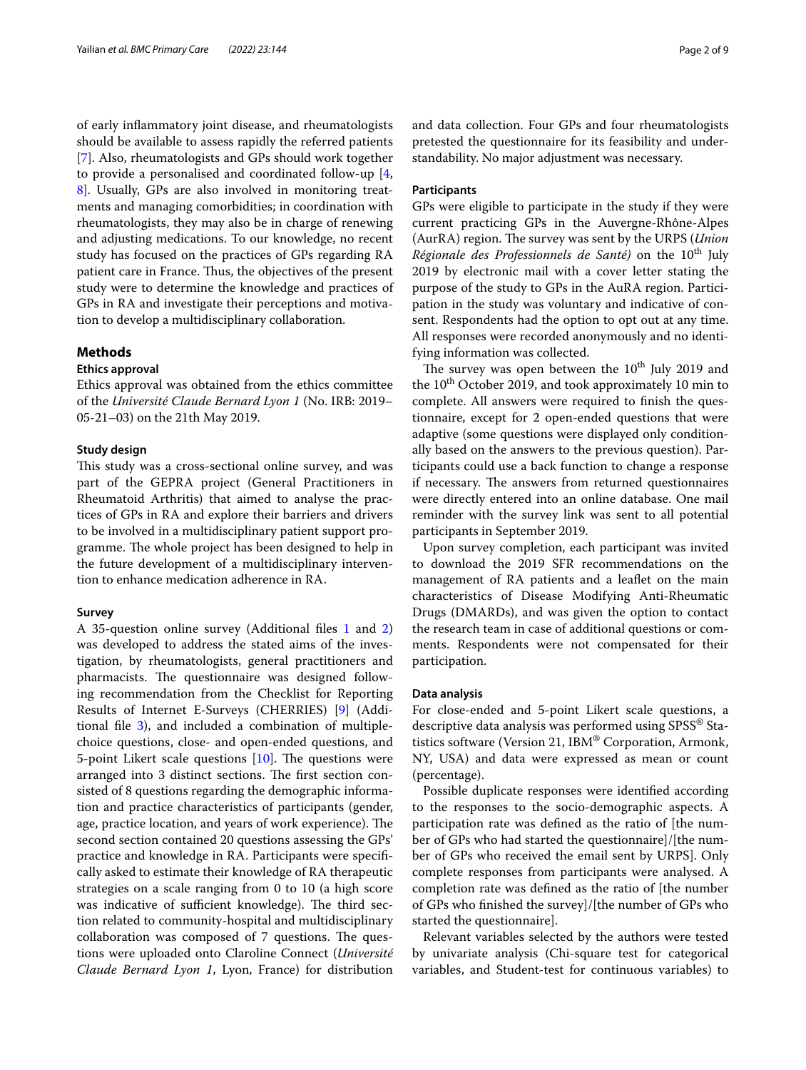of early inflammatory joint disease, and rheumatologists should be available to assess rapidly the referred patients [7]. Also, rheumatologists and GPs should work together to provide a personalised and coordinated follow-up [4, 8]. Usually, GPs are also involved in monitoring treatments and managing comorbidities; in coordination with rheumatologists, they may also be in charge of renewing and adjusting medications. To our knowledge, no recent study has focused on the practices of GPs regarding RA patient care in France. Thus, the objectives of the present study were to determine the knowledge and practices of GPs in RA and investigate their perceptions and motivation to develop a multidisciplinary collaboration.

## Methods

### Ethics approval

Ethics approval was obtained from the ethics committee of the *Université Claude Bernard Lyon 1* (No. IRB: 2019–05-21–03) on the 21th May 2019.

### Study design

This study was a cross-sectional online survey, and was part of the GEPRA project (General Practitioners in Rheumatoid Arthritis) that aimed to analyse the practices of GPs in RA and explore their barriers and drivers to be involved in a multidisciplinary patient support programme. The whole project has been designed to help in the future development of a multidisciplinary intervention to enhance medication adherence in RA.

### Survey

A 35-question online survey (Additional files 1 and 2) was developed to address the stated aims of the investigation, by rheumatologists, general practitioners and pharmacists. The questionnaire was designed following recommendation from the Checklist for Reporting Results of Internet E-Surveys (CHERRIES) [9] (Additional file 3), and included a combination of multiple-choice questions, close- and open-ended questions, and 5-point Likert scale questions [10]. The questions were arranged into 3 distinct sections. The first section consisted of 8 questions regarding the demographic information and practice characteristics of participants (gender, age, practice location, and years of work experience). The second section contained 20 questions assessing the GPs' practice and knowledge in RA. Participants were specifically asked to estimate their knowledge of RA therapeutic strategies on a scale ranging from 0 to 10 (a high score was indicative of sufficient knowledge). The third section related to community-hospital and multidisciplinary collaboration was composed of 7 questions. The questions were uploaded onto Claroline Connect (*Université Claude Bernard Lyon 1*, Lyon, France) for distribution and data collection. Four GPs and four rheumatologists pretested the questionnaire for its feasibility and understandability. No major adjustment was necessary.

### Participants

GPs were eligible to participate in the study if they were current practicing GPs in the Auvergne-Rhône-Alpes (AurRA) region. The survey was sent by the URPS (*Union Régionale des Professionnels de Santé)* on the 10[th] July 2019 by electronic mail with a cover letter stating the purpose of the study to GPs in the AuRA region. Participation in the study was voluntary and indicative of consent. Respondents had the option to opt out at any time. All responses were recorded anonymously and no identifying information was collected.

The survey was open between the 10[th] July 2019 and the 10[th] October 2019, and took approximately 10 min to complete. All answers were required to finish the questionnaire, except for 2 open-ended questions that were adaptive (some questions were displayed only conditionally based on the answers to the previous question). Participants could use a back function to change a response if necessary. The answers from returned questionnaires were directly entered into an online database. One mail reminder with the survey link was sent to all potential participants in September 2019.

Upon survey completion, each participant was invited to download the 2019 SFR recommendations on the management of RA patients and a leaflet on the main characteristics of Disease Modifying Anti-Rheumatic Drugs (DMARDs), and was given the option to contact the research team in case of additional questions or comments. Respondents were not compensated for their participation.

### Data analysis

For close-ended and 5-point Likert scale questions, a descriptive data analysis was performed using SPSS® Statistics software (Version 21, IBM® Corporation, Armonk, NY, USA) and data were expressed as mean or count (percentage).

Possible duplicate responses were identified according to the responses to the socio-demographic aspects. A participation rate was defined as the ratio of [the number of GPs who had started the questionnaire]/[the number of GPs who received the email sent by URPS]. Only complete responses from participants were analysed. A completion rate was defined as the ratio of [the number of GPs who finished the survey]/[the number of GPs who started the questionnaire].

Relevant variables selected by the authors were tested by univariate analysis (Chi-square test for categorical variables, and Student-test for continuous variables) to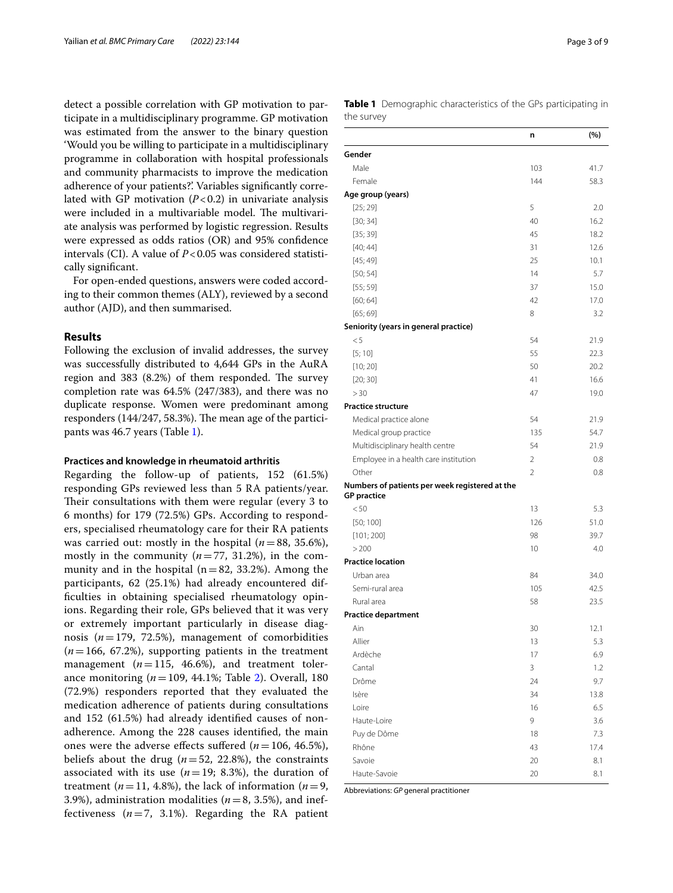detect a possible correlation with GP motivation to participate in a multidisciplinary programme. GP motivation was estimated from the answer to the binary question 'Would you be willing to participate in a multidisciplinary programme in collaboration with hospital professionals and community pharmacists to improve the medication adherence of your patients?'. Variables significantly correlated with GP motivation ($P<0.2$) in univariate analysis were included in a multivariable model. The multivariate analysis was performed by logistic regression. Results were expressed as odds ratios (OR) and 95% confidence intervals (CI). A value of $P<0.05$ was considered statistically significant.

For open-ended questions, answers were coded according to their common themes (ALY), reviewed by a second author (AJD), and then summarised.

## Results

Following the exclusion of invalid addresses, the survey was successfully distributed to 4,644 GPs in the AuRA region and 383 (8.2%) of them responded. The survey completion rate was 64.5% (247/383), and there was no duplicate response. Women were predominant among responders (144/247, 58.3%). The mean age of the participants was 46.7 years (Table 1).

### Practices and knowledge in rheumatoid arthritis

Regarding the follow-up of patients, 152 (61.5%) responding GPs reviewed less than 5 RA patients/year. Their consultations with them were regular (every 3 to 6 months) for 179 (72.5%) GPs. According to responders, specialised rheumatology care for their RA patients was carried out: mostly in the hospital ($n=88$, 35.6%), mostly in the community ($n=77$, 31.2%), in the community and in the hospital (n = 82, 33.2%). Among the participants, 62 (25.1%) had already encountered difficulties in obtaining specialised rheumatology opinions. Regarding their role, GPs believed that it was very or extremely important particularly in disease diagnosis ($n=179$, 72.5%), management of comorbidities ($n=166$, 67.2%), supporting patients in the treatment management ($n=115$, 46.6%), and treatment tolerance monitoring ($n=109$, 44.1%; Table 2). Overall, 180 (72.9%) responders reported that they evaluated the medication adherence of patients during consultations and 152 (61.5%) had already identified causes of non-adherence. Among the 228 causes identified, the main ones were the adverse effects suffered ($n=106$, 46.5%), beliefs about the drug ($n=52$, 22.8%), the constraints associated with its use ($n=19$; 8.3%), the duration of treatment ($n=11$, 4.8%), the lack of information ($n=9$, 3.9%), administration modalities ($n=8$, 3.5%), and ineffectiveness ($n=7$, 3.1%). Regarding the RA patient

**Table 1** Demographic characteristics of the GPs participating in the survey

| | n | (%) |
|---|---|---|
| **Gender** | | |
| Male | 103 | 41.7 |
| Female | 144 | 58.3 |
| **Age group (years)** | | |
| [25; 29] | 5 | 2.0 |
| [30; 34] | 40 | 16.2 |
| [35; 39] | 45 | 18.2 |
| [40; 44] | 31 | 12.6 |
| [45; 49] | 25 | 10.1 |
| [50; 54] | 14 | 5.7 |
| [55; 59] | 37 | 15.0 |
| [60; 64] | 42 | 17.0 |
| [65; 69] | 8 | 3.2 |
| **Seniority (years in general practice)** | | |
| < 5 | 54 | 21.9 |
| [5; 10] | 55 | 22.3 |
| [10; 20] | 50 | 20.2 |
| [20; 30] | 41 | 16.6 |
| > 30 | 47 | 19.0 |
| **Practice structure** | | |
| Medical practice alone | 54 | 21.9 |
| Medical group practice | 135 | 54.7 |
| Multidisciplinary health centre | 54 | 21.9 |
| Employee in a health care institution | 2 | 0.8 |
| Other | 2 | 0.8 |
| **Numbers of patients per week registered at the GP practice** | | |
| < 50 | 13 | 5.3 |
| [50; 100] | 126 | 51.0 |
| [101; 200] | 98 | 39.7 |
| > 200 | 10 | 4.0 |
| **Practice location** | | |
| Urban area | 84 | 34.0 |
| Semi-rural area | 105 | 42.5 |
| Rural area | 58 | 23.5 |
| **Practice department** | | |
| Ain | 30 | 12.1 |
| Allier | 13 | 5.3 |
| Ardèche | 17 | 6.9 |
| Cantal | 3 | 1.2 |
| Drôme | 24 | 9.7 |
| Isère | 34 | 13.8 |
| Loire | 16 | 6.5 |
| Haute-Loire | 9 | 3.6 |
| Puy de Dôme | 18 | 7.3 |
| Rhône | 43 | 17.4 |
| Savoie | 20 | 8.1 |
| Haute-Savoie | 20 | 8.1 |

Abbreviations: *GP* general practitioner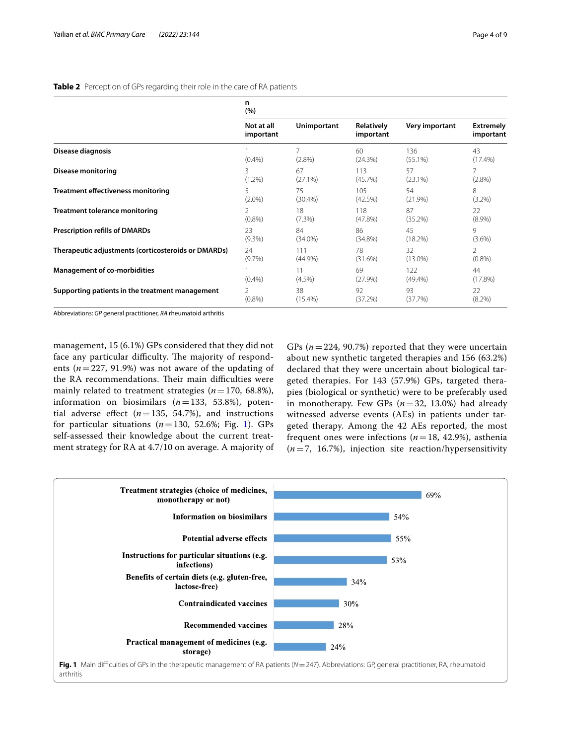**Table 2** Perception of GPs regarding their role in the care of RA patients

| | n (%) | | | | |
|---|---|---|---|---|---|
| | Not at all important | Unimportant | Relatively important | Very important | Extremely important |
| **Disease diagnosis** | 1 (0.4%) | 7 (2.8%) | 60 (24.3%) | 136 (55.1%) | 43 (17.4%) |
| **Disease monitoring** | 3 (1.2%) | 67 (27.1%) | 113 (45.7%) | 57 (23.1%) | 7 (2.8%) |
| **Treatment effectiveness monitoring** | 5 (2.0%) | 75 (30.4%) | 105 (42.5%) | 54 (21.9%) | 8 (3.2%) |
| **Treatment tolerance monitoring** | 2 (0.8%) | 18 (7.3%) | 118 (47.8%) | 87 (35.2%) | 22 (8.9%) |
| **Prescription refills of DMARDs** | 23 (9.3%) | 84 (34.0%) | 86 (34.8%) | 45 (18.2%) | 9 (3.6%) |
| **Therapeutic adjustments (corticosteroids or DMARDs)** | 24 (9.7%) | 111 (44.9%) | 78 (31.6%) | 32 (13.0%) | 2 (0.8%) |
| **Management of co-morbidities** | 1 (0.4%) | 11 (4.5%) | 69 (27.9%) | 122 (49.4%) | 44 (17.8%) |
| **Supporting patients in the treatment management** | 2 (0.8%) | 38 (15.4%) | 92 (37.2%) | 93 (37.7%) | 22 (8.2%) |

Abbreviations: *GP* general practitioner, *RA* rheumatoid arthritis

management, 15 (6.1%) GPs considered that they did not face any particular difficulty. The majority of respondents ($n = 227$, 91.9%) was not aware of the updating of the RA recommendations. Their main difficulties were mainly related to treatment strategies ($n = 170$, 68.8%), information on biosimilars ($n = 133$, 53.8%), potential adverse effect ($n = 135$, 54.7%), and instructions for particular situations ($n = 130$, 52.6%; Fig. 1). GPs self-assessed their knowledge about the current treatment strategy for RA at 4.7/10 on average. A majority of GPs ($n = 224$, 90.7%) reported that they were uncertain about new synthetic targeted therapies and 156 (63.2%) declared that they were uncertain about biological targeted therapies. For 143 (57.9%) GPs, targeted therapies (biological or synthetic) were to be preferably used in monotherapy. Few GPs ($n = 32$, 13.0%) had already witnessed adverse events (AEs) in patients under targeted therapy. Among the 42 AEs reported, the most frequent ones were infections ($n = 18$, 42.9%), asthenia ($n = 7$, 16.7%), injection site reaction/hypersensitivity

| Difficulty | % |
|---|---|
| Treatment strategies (choice of medicines, monotherapy or not) | 69% |
| Information on biosimilars | 54% |
| Potential adverse effects | 55% |
| Instructions for particular situations (e.g. infections) | 53% |
| Benefits of certain diets (e.g. gluten-free, lactose-free) | 34% |
| Contraindicated vaccines | 30% |
| Recommended vaccines | 28% |
| Practical management of medicines (e.g. storage) | 24% |

**Fig. 1** Main difficulties of GPs in the therapeutic management of RA patients ($N = 247$). Abbreviations: GP, general practitioner, RA, rheumatoid arthritis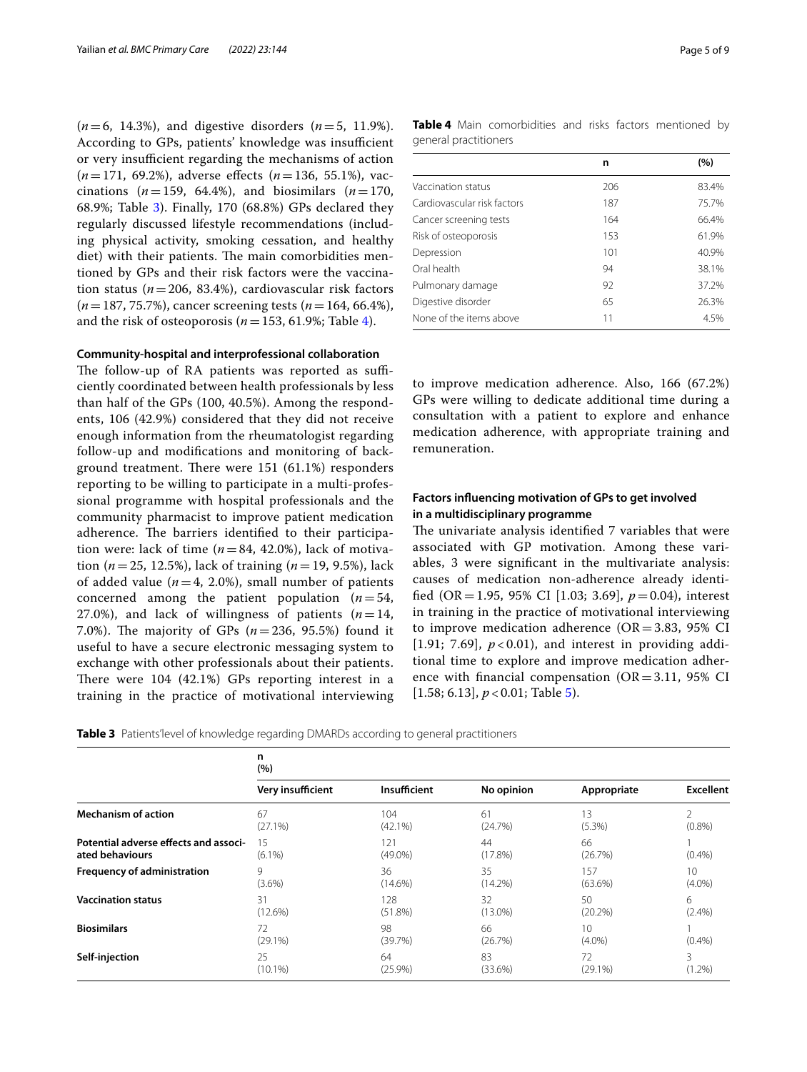($n = 6$, 14.3%), and digestive disorders ($n = 5$, 11.9%). According to GPs, patients' knowledge was insufficient or very insufficient regarding the mechanisms of action ($n = 171$, 69.2%), adverse effects ($n = 136$, 55.1%), vaccinations ($n = 159$, 64.4%), and biosimilars ($n = 170$, 68.9%; Table 3). Finally, 170 (68.8%) GPs declared they regularly discussed lifestyle recommendations (including physical activity, smoking cessation, and healthy diet) with their patients. The main comorbidities mentioned by GPs and their risk factors were the vaccination status ($n = 206$, 83.4%), cardiovascular risk factors ($n = 187$, 75.7%), cancer screening tests ($n = 164$, 66.4%), and the risk of osteoporosis ($n = 153$, 61.9%; Table 4).

**Table 4** Main comorbidities and risks factors mentioned by general practitioners

| | n | (%) |
|---|---|---|
| Vaccination status | 206 | 83.4% |
| Cardiovascular risk factors | 187 | 75.7% |
| Cancer screening tests | 164 | 66.4% |
| Risk of osteoporosis | 153 | 61.9% |
| Depression | 101 | 40.9% |
| Oral health | 94 | 38.1% |
| Pulmonary damage | 92 | 37.2% |
| Digestive disorder | 65 | 26.3% |
| None of the items above | 11 | 4.5% |

#### Community-hospital and interprofessional collaboration

The follow-up of RA patients was reported as sufficiently coordinated between health professionals by less than half of the GPs (100, 40.5%). Among the respondents, 106 (42.9%) considered that they did not receive enough information from the rheumatologist regarding follow-up and modifications and monitoring of background treatment. There were 151 (61.1%) responders reporting to be willing to participate in a multi-professional programme with hospital professionals and the community pharmacist to improve patient medication adherence. The barriers identified to their participation were: lack of time ($n = 84$, 42.0%), lack of motivation ($n = 25$, 12.5%), lack of training ($n = 19$, 9.5%), lack of added value ($n = 4$, 2.0%), small number of patients concerned among the patient population ($n = 54$, 27.0%), and lack of willingness of patients ($n = 14$, 7.0%). The majority of GPs ($n = 236$, 95.5%) found it useful to have a secure electronic messaging system to exchange with other professionals about their patients. There were 104 (42.1%) GPs reporting interest in a training in the practice of motivational interviewing to improve medication adherence. Also, 166 (67.2%) GPs were willing to dedicate additional time during a consultation with a patient to explore and enhance medication adherence, with appropriate training and remuneration.

#### Factors influencing motivation of GPs to get involved in a multidisciplinary programme

The univariate analysis identified 7 variables that were associated with GP motivation. Among these variables, 3 were significant in the multivariate analysis: causes of medication non-adherence already identified (OR = 1.95, 95% CI [1.03; 3.69], $p = 0.04$), interest in training in the practice of motivational interviewing to improve medication adherence (OR = 3.83, 95% CI [1.91; 7.69], $p < 0.01$), and interest in providing additional time to explore and improve medication adherence with financial compensation (OR = 3.11, 95% CI [1.58; 6.13], $p < 0.01$; Table 5).

**Table 3** Patients'level of knowledge regarding DMARDs according to general practitioners

| | n (%) | | | | |
|---|---|---|---|---|---|
| | Very insufficient | Insufficient | No opinion | Appropriate | Excellent |
| **Mechanism of action** | 67 (27.1%) | 104 (42.1%) | 61 (24.7%) | 13 (5.3%) | 2 (0.8%) |
| **Potential adverse effects and associated behaviours** | 15 (6.1%) | 121 (49.0%) | 44 (17.8%) | 66 (26.7%) | 1 (0.4%) |
| **Frequency of administration** | 9 (3.6%) | 36 (14.6%) | 35 (14.2%) | 157 (63.6%) | 10 (4.0%) |
| **Vaccination status** | 31 (12.6%) | 128 (51.8%) | 32 (13.0%) | 50 (20.2%) | 6 (2.4%) |
| **Biosimilars** | 72 (29.1%) | 98 (39.7%) | 66 (26.7%) | 10 (4.0%) | 1 (0.4%) |
| **Self-injection** | 25 (10.1%) | 64 (25.9%) | 83 (33.6%) | 72 (29.1%) | 3 (1.2%) |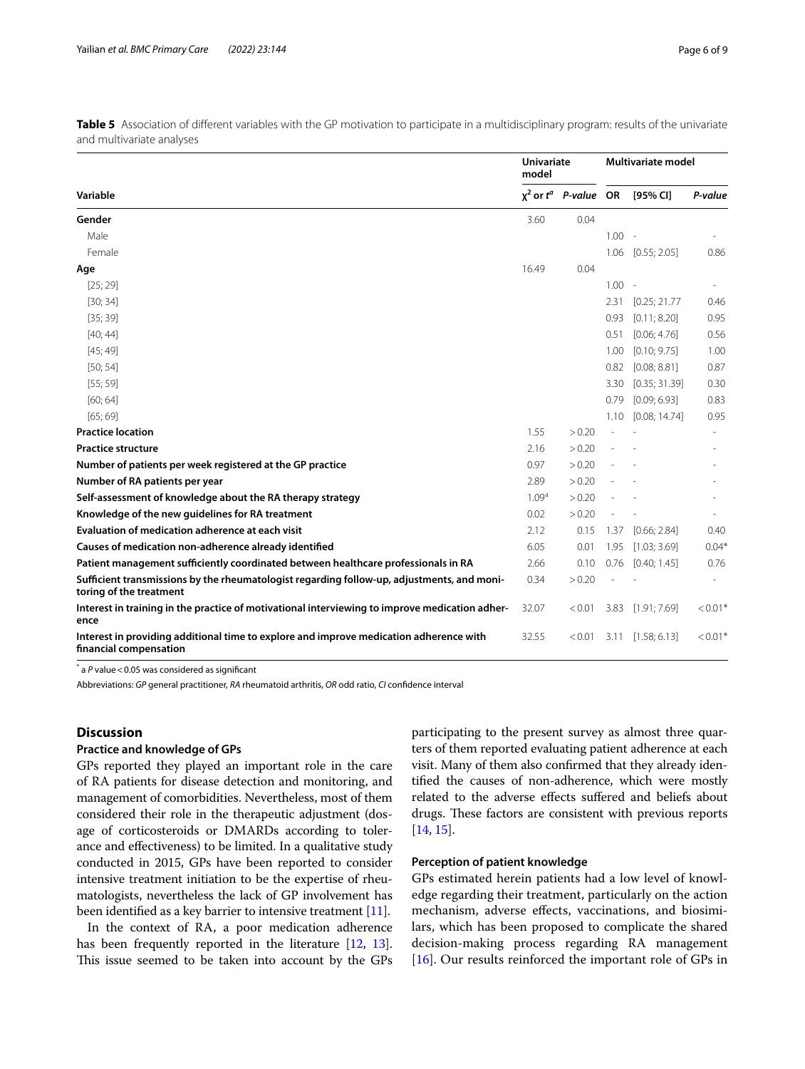**Table 5** Association of different variables with the GP motivation to participate in a multidisciplinary program: results of the univariate and multivariate analyses

| Variable | Univariate model | | Multivariate model | | |
|---|---|---|---|---|---|
| | $\chi^2$ or $t^a$ | *P-value* | OR | [95% CI] | *P-value* |
| **Gender** | 3.60 | 0.04 | | | |
| Male | | | 1.00 | - | - |
| Female | | | 1.06 | [0.55; 2.05] | 0.86 |
| **Age** | 16.49 | 0.04 | | | |
| [25; 29] | | | 1.00 | - | - |
| [30; 34] | | | 2.31 | [0.25; 21.77 | 0.46 |
| [35; 39] | | | 0.93 | [0.11; 8.20] | 0.95 |
| [40; 44] | | | 0.51 | [0.06; 4.76] | 0.56 |
| [45; 49] | | | 1.00 | [0.10; 9.75] | 1.00 |
| [50; 54] | | | 0.82 | [0.08; 8.81] | 0.87 |
| [55; 59] | | | 3.30 | [0.35; 31.39] | 0.30 |
| [60; 64] | | | 0.79 | [0.09; 6.93] | 0.83 |
| [65; 69] | | | 1.10 | [0.08; 14.74] | 0.95 |
| **Practice location** | 1.55 | > 0.20 | - | - | - |
| **Practice structure** | 2.16 | > 0.20 | - | - | - |
| **Number of patients per week registered at the GP practice** | 0.97 | > 0.20 | - | - | - |
| **Number of RA patients per year** | 2.89 | > 0.20 | - | - | - |
| **Self-assessment of knowledge about the RA therapy strategy** | 1.09[a] | > 0.20 | - | - | - |
| **Knowledge of the new guidelines for RA treatment** | 0.02 | > 0.20 | - | - | - |
| **Evaluation of medication adherence at each visit** | 2.12 | 0.15 | 1.37 | [0.66; 2.84] | 0.40 |
| **Causes of medication non-adherence already identified** | 6.05 | 0.01 | 1.95 | [1.03; 3.69] | 0.04* |
| **Patient management sufficiently coordinated between healthcare professionals in RA** | 2.66 | 0.10 | 0.76 | [0.40; 1.45] | 0.76 |
| **Sufficient transmissions by the rheumatologist regarding follow-up, adjustments, and monitoring of the treatment** | 0.34 | > 0.20 | - | - | - |
| **Interest in training in the practice of motivational interviewing to improve medication adherence** | 32.07 | < 0.01 | 3.83 | [1.91; 7.69] | < 0.01* |
| **Interest in providing additional time to explore and improve medication adherence with financial compensation** | 32.55 | < 0.01 | 3.11 | [1.58; 6.13] | < 0.01* |

\* a *P* value < 0.05 was considered as significant

Abbreviations: *GP* general practitioner, *RA* rheumatoid arthritis, *OR* odd ratio, *CI* confidence interval

## Discussion

### Practice and knowledge of GPs

GPs reported they played an important role in the care of RA patients for disease detection and monitoring, and management of comorbidities. Nevertheless, most of them considered their role in the therapeutic adjustment (dosage of corticosteroids or DMARDs according to tolerance and effectiveness) to be limited. In a qualitative study conducted in 2015, GPs have been reported to consider intensive treatment initiation to be the expertise of rheumatologists, nevertheless the lack of GP involvement has been identified as a key barrier to intensive treatment [11].

In the context of RA, a poor medication adherence has been frequently reported in the literature [12, 13]. This issue seemed to be taken into account by the GPs participating to the present survey as almost three quarters of them reported evaluating patient adherence at each visit. Many of them also confirmed that they already identified the causes of non-adherence, which were mostly related to the adverse effects suffered and beliefs about drugs. These factors are consistent with previous reports [14, 15].

### Perception of patient knowledge

GPs estimated herein patients had a low level of knowledge regarding their treatment, particularly on the action mechanism, adverse effects, vaccinations, and biosimilars, which has been proposed to complicate the shared decision-making process regarding RA management [16]. Our results reinforced the important role of GPs in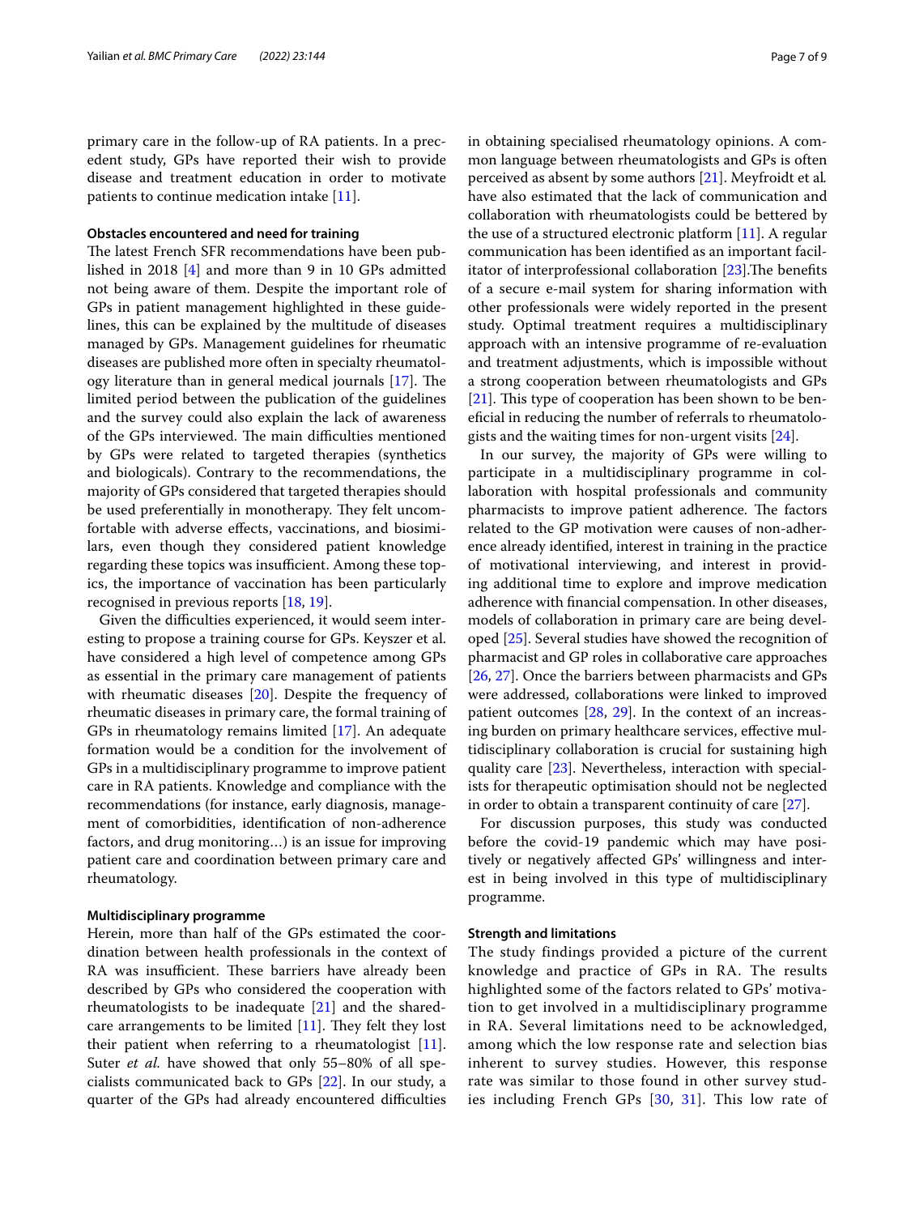primary care in the follow-up of RA patients. In a precedent study, GPs have reported their wish to provide disease and treatment education in order to motivate patients to continue medication intake [11].

### Obstacles encountered and need for training

The latest French SFR recommendations have been published in 2018 [4] and more than 9 in 10 GPs admitted not being aware of them. Despite the important role of GPs in patient management highlighted in these guidelines, this can be explained by the multitude of diseases managed by GPs. Management guidelines for rheumatic diseases are published more often in specialty rheumatology literature than in general medical journals [17]. The limited period between the publication of the guidelines and the survey could also explain the lack of awareness of the GPs interviewed. The main difficulties mentioned by GPs were related to targeted therapies (synthetics and biologicals). Contrary to the recommendations, the majority of GPs considered that targeted therapies should be used preferentially in monotherapy. They felt uncomfortable with adverse effects, vaccinations, and biosimilars, even though they considered patient knowledge regarding these topics was insufficient. Among these topics, the importance of vaccination has been particularly recognised in previous reports [18, 19].

Given the difficulties experienced, it would seem interesting to propose a training course for GPs. Keyszer et al. have considered a high level of competence among GPs as essential in the primary care management of patients with rheumatic diseases [20]. Despite the frequency of rheumatic diseases in primary care, the formal training of GPs in rheumatology remains limited [17]. An adequate formation would be a condition for the involvement of GPs in a multidisciplinary programme to improve patient care in RA patients. Knowledge and compliance with the recommendations (for instance, early diagnosis, management of comorbidities, identification of non-adherence factors, and drug monitoring…) is an issue for improving patient care and coordination between primary care and rheumatology.

### Multidisciplinary programme

Herein, more than half of the GPs estimated the coordination between health professionals in the context of RA was insufficient. These barriers have already been described by GPs who considered the cooperation with rheumatologists to be inadequate [21] and the shared-care arrangements to be limited [11]. They felt they lost their patient when referring to a rheumatologist [11]. Suter *et al.* have showed that only 55–80% of all specialists communicated back to GPs [22]. In our study, a quarter of the GPs had already encountered difficulties in obtaining specialised rheumatology opinions. A common language between rheumatologists and GPs is often perceived as absent by some authors [21]. Meyfroidt et al. have also estimated that the lack of communication and collaboration with rheumatologists could be bettered by the use of a structured electronic platform [11]. A regular communication has been identified as an important facilitator of interprofessional collaboration [23].The benefits of a secure e-mail system for sharing information with other professionals were widely reported in the present study. Optimal treatment requires a multidisciplinary approach with an intensive programme of re-evaluation and treatment adjustments, which is impossible without a strong cooperation between rheumatologists and GPs [21]. This type of cooperation has been shown to be beneficial in reducing the number of referrals to rheumatologists and the waiting times for non-urgent visits [24].

In our survey, the majority of GPs were willing to participate in a multidisciplinary programme in collaboration with hospital professionals and community pharmacists to improve patient adherence. The factors related to the GP motivation were causes of non-adherence already identified, interest in training in the practice of motivational interviewing, and interest in providing additional time to explore and improve medication adherence with financial compensation. In other diseases, models of collaboration in primary care are being developed [25]. Several studies have showed the recognition of pharmacist and GP roles in collaborative care approaches [26, 27]. Once the barriers between pharmacists and GPs were addressed, collaborations were linked to improved patient outcomes [28, 29]. In the context of an increasing burden on primary healthcare services, effective multidisciplinary collaboration is crucial for sustaining high quality care [23]. Nevertheless, interaction with specialists for therapeutic optimisation should not be neglected in order to obtain a transparent continuity of care [27].

For discussion purposes, this study was conducted before the covid-19 pandemic which may have positively or negatively affected GPs' willingness and interest in being involved in this type of multidisciplinary programme.

### Strength and limitations

The study findings provided a picture of the current knowledge and practice of GPs in RA. The results highlighted some of the factors related to GPs' motivation to get involved in a multidisciplinary programme in RA. Several limitations need to be acknowledged, among which the low response rate and selection bias inherent to survey studies. However, this response rate was similar to those found in other survey studies including French GPs [30, 31]. This low rate of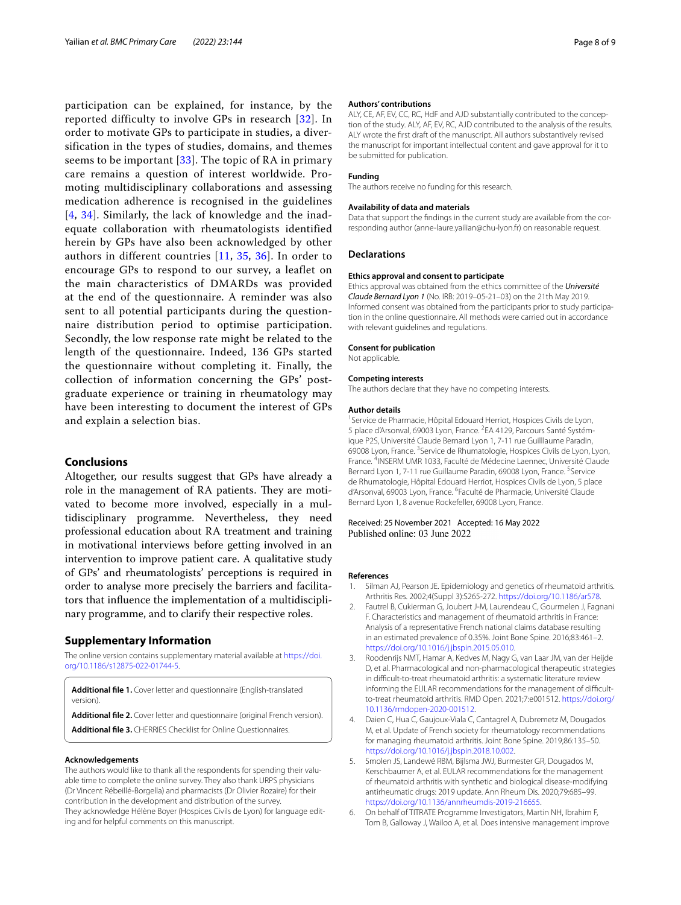participation can be explained, for instance, by the reported difficulty to involve GPs in research [32]. In order to motivate GPs to participate in studies, a diversification in the types of studies, domains, and themes seems to be important [33]. The topic of RA in primary care remains a question of interest worldwide. Promoting multidisciplinary collaborations and assessing medication adherence is recognised in the guidelines [4, 34]. Similarly, the lack of knowledge and the inadequate collaboration with rheumatologists identified herein by GPs have also been acknowledged by other authors in different countries [11, 35, 36]. In order to encourage GPs to respond to our survey, a leaflet on the main characteristics of DMARDs was provided at the end of the questionnaire. A reminder was also sent to all potential participants during the questionnaire distribution period to optimise participation. Secondly, the low response rate might be related to the length of the questionnaire. Indeed, 136 GPs started the questionnaire without completing it. Finally, the collection of information concerning the GPs' postgraduate experience or training in rheumatology may have been interesting to document the interest of GPs and explain a selection bias.

## Conclusions

Altogether, our results suggest that GPs have already a role in the management of RA patients. They are motivated to become more involved, especially in a multidisciplinary programme. Nevertheless, they need professional education about RA treatment and training in motivational interviews before getting involved in an intervention to improve patient care. A qualitative study of GPs' and rheumatologists' perceptions is required in order to analyse more precisely the barriers and facilitators that influence the implementation of a multidisciplinary programme, and to clarify their respective roles.

## Supplementary Information

The online version contains supplementary material available at https://doi.org/10.1186/s12875-022-01744-5.

**Additional file 1.** Cover letter and questionnaire (English-translated version).

**Additional file 2.** Cover letter and questionnaire (original French version).

**Additional file 3.** CHERRIES Checklist for Online Questionnaires.

#### Acknowledgements

The authors would like to thank all the respondents for spending their valuable time to complete the online survey. They also thank URPS physicians (Dr Vincent Rébeillé-Borgella) and pharmacists (Dr Olivier Rozaire) for their contribution in the development and distribution of the survey.
They acknowledge Hélène Boyer (Hospices Civils de Lyon) for language editing and for helpful comments on this manuscript.

#### Authors' contributions

ALY, CE, AF, EV, CC, RC, HdF and AJD substantially contributed to the conception of the study. ALY, AF, EV, RC, AJD contributed to the analysis of the results. ALY wrote the first draft of the manuscript. All authors substantively revised the manuscript for important intellectual content and gave approval for it to be submitted for publication.

#### Funding

The authors receive no funding for this research.

#### Availability of data and materials

Data that support the findings in the current study are available from the corresponding author (anne-laure.yailian@chu-lyon.fr) on reasonable request.

### Declarations

#### Ethics approval and consent to participate

Ethics approval was obtained from the ethics committee of the *Université Claude Bernard Lyon 1* (No. IRB: 2019–05-21–03) on the 21th May 2019. Informed consent was obtained from the participants prior to study participation in the online questionnaire. All methods were carried out in accordance with relevant guidelines and regulations.

#### Consent for publication

Not applicable.

#### Competing interests

The authors declare that they have no competing interests.

#### Author details

[1]Service de Pharmacie, Hôpital Edouard Herriot, Hospices Civils de Lyon, 5 place d'Arsonval, 69003 Lyon, France. [2]EA 4129, Parcours Santé Systémique P2S, Université Claude Bernard Lyon 1, 7-11 rue Guilllaume Paradin, 69008 Lyon, France. [3]Service de Rhumatologie, Hospices Civils de Lyon, Lyon, France. [4]INSERM UMR 1033, Faculté de Médecine Laennec, Université Claude Bernard Lyon 1, 7-11 rue Guillaume Paradin, 69008 Lyon, France. [5]Service de Rhumatologie, Hôpital Edouard Herriot, Hospices Civils de Lyon, 5 place d'Arsonval, 69003 Lyon, France. [6]Faculté de Pharmacie, Université Claude Bernard Lyon 1, 8 avenue Rockefeller, 69008 Lyon, France.

Received: 25 November 2021 Accepted: 16 May 2022
Published online: 03 June 2022

#### References

1. Silman AJ, Pearson JE. Epidemiology and genetics of rheumatoid arthritis. Arthritis Res. 2002;4(Suppl 3):S265-272. https://doi.org/10.1186/ar578.
2. Fautrel B, Cukierman G, Joubert J-M, Laurendeau C, Gourmelen J, Fagnani F. Characteristics and management of rheumatoid arthritis in France: Analysis of a representative French national claims database resulting in an estimated prevalence of 0.35%. Joint Bone Spine. 2016;83:461–2. https://doi.org/10.1016/j.jbspin.2015.05.010.
3. Roodenrijs NMT, Hamar A, Kedves M, Nagy G, van Laar JM, van der Heijde D, et al. Pharmacological and non-pharmacological therapeutic strategies in difficult-to-treat rheumatoid arthritis: a systematic literature review informing the EULAR recommendations for the management of difficult-to-treat rheumatoid arthritis. RMD Open. 2021;7:e001512. https://doi.org/10.1136/rmdopen-2020-001512.
4. Daien C, Hua C, Gaujoux-Viala C, Cantagrel A, Dubremetz M, Dougados M, et al. Update of French society for rheumatology recommendations for managing rheumatoid arthritis. Joint Bone Spine. 2019;86:135–50. https://doi.org/10.1016/j.jbspin.2018.10.002.
5. Smolen JS, Landewé RBM, Bijlsma JWJ, Burmester GR, Dougados M, Kerschbaumer A, et al. EULAR recommendations for the management of rheumatoid arthritis with synthetic and biological disease-modifying antirheumatic drugs: 2019 update. Ann Rheum Dis. 2020;79:685–99. https://doi.org/10.1136/annrheumdis-2019-216655.
6. On behalf of TITRATE Programme Investigators, Martin NH, Ibrahim F, Tom B, Galloway J, Wailoo A, et al. Does intensive management improve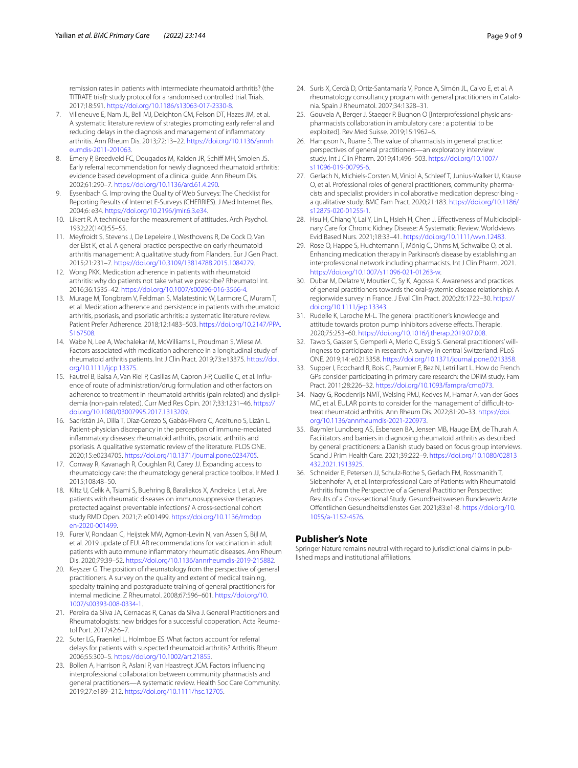remission rates in patients with intermediate rheumatoid arthritis? (the TITRATE trial): study protocol for a randomised controlled trial. Trials. 2017;18:591. https://doi.org/10.1186/s13063-017-2330-8.

7. Villeneuve E, Nam JL, Bell MJ, Deighton CM, Felson DT, Hazes JM, et al. A systematic literature review of strategies promoting early referral and reducing delays in the diagnosis and management of inflammatory arthritis. Ann Rheum Dis. 2013;72:13–22. https://doi.org/10.1136/annrheumdis-2011-201063.
8. Emery P, Breedveld FC, Dougados M, Kalden JR, Schiff MH, Smolen JS. Early referral recommendation for newly diagnosed rheumatoid arthritis: evidence based development of a clinical guide. Ann Rheum Dis. 2002;61:290–7. https://doi.org/10.1136/ard.61.4.290.
9. Eysenbach G. Improving the Quality of Web Surveys: The Checklist for Reporting Results of Internet E-Surveys (CHERRIES). J Med Internet Res. 2004;6: e34. https://doi.org/10.2196/jmir.6.3.e34.
10. Likert R. A technique for the measurement of attitudes. Arch Psychol. 1932;22(140):55–55.
11. Meyfroidt S, Stevens J, De Lepeleire J, Westhovens R, De Cock D, Van der Elst K, et al. A general practice perspective on early rheumatoid arthritis management: A qualitative study from Flanders. Eur J Gen Pract. 2015;21:231–7. https://doi.org/10.3109/13814788.2015.1084279.
12. Wong PKK. Medication adherence in patients with rheumatoid arthritis: why do patients not take what we prescribe? Rheumatol Int. 2016;36:1535–42. https://doi.org/10.1007/s00296-016-3566-4.
13. Murage M, Tongbram V, Feldman S, Malatestinic W, Larmore C, Muram T, et al. Medication adherence and persistence in patients with rheumatoid arthritis, psoriasis, and psoriatic arthritis: a systematic literature review. Patient Prefer Adherence. 2018;12:1483–503. https://doi.org/10.2147/PPA.S167508.
14. Wabe N, Lee A, Wechalekar M, McWilliams L, Proudman S, Wiese M. Factors associated with medication adherence in a longitudinal study of rheumatoid arthritis patients. Int J Clin Pract. 2019;73:e13375. https://doi.org/10.1111/ijcp.13375.
15. Fautrel B, Balsa A, Van Riel P, Casillas M, Capron J-P, Cueille C, et al. Influence of route of administration/drug formulation and other factors on adherence to treatment in rheumatoid arthritis (pain related) and dyslipidemia (non-pain related). Curr Med Res Opin. 2017;33:1231–46. https://doi.org/10.1080/03007995.2017.1313209.
16. Sacristán JA, Dilla T, Díaz-Cerezo S, Gabás-Rivera C, Aceituno S, Lizán L. Patient-physician discrepancy in the perception of immune-mediated inflammatory diseases: rheumatoid arthritis, psoriatic arthritis and psoriasis. A qualitative systematic review of the literature. PLOS ONE. 2020;15:e0234705. https://doi.org/10.1371/journal.pone.0234705.
17. Conway R, Kavanagh R, Coughlan RJ, Carey JJ. Expanding access to rheumatology care: the rheumatology general practice toolbox. Ir Med J. 2015;108:48–50.
18. Kiltz U, Celik A, Tsiami S, Buehring B, Baraliakos X, Andreica I, et al. Are patients with rheumatic diseases on immunosuppressive therapies protected against preventable infections? A cross-sectional cohort study RMD Open. 2021;7: e001499. https://doi.org/10.1136/rmdopen-2020-001499.
19. Furer V, Rondaan C, Heijstek MW, Agmon-Levin N, van Assen S, Bijl M, et al. 2019 update of EULAR recommendations for vaccination in adult patients with autoimmune inflammatory rheumatic diseases. Ann Rheum Dis. 2020;79:39–52. https://doi.org/10.1136/annrheumdis-2019-215882.
20. Keyszer G. The position of rheumatology from the perspective of general practitioners. A survey on the quality and extent of medical training, specialty training and postgraduate training of general practitioners for internal medicine. Z Rheumatol. 2008;67:596–601. https://doi.org/10.1007/s00393-008-0334-1.
21. Pereira da Silva JA, Cernadas R, Canas da Silva J. General Practitioners and Rheumatologists: new bridges for a successful cooperation. Acta Reumatol Port. 2017;42:6–7.
22. Suter LG, Fraenkel L, Holmboe ES. What factors account for referral delays for patients with suspected rheumatoid arthritis? Arthritis Rheum. 2006;55:300–5. https://doi.org/10.1002/art.21855.
23. Bollen A, Harrison R, Aslani P, van Haastregt JCM. Factors influencing interprofessional collaboration between community pharmacists and general practitioners—A systematic review. Health Soc Care Community. 2019;27:e189–212. https://doi.org/10.1111/hsc.12705.
24. Surís X, Cerdà D, Ortiz-Santamaría V, Ponce A, Simón JL, Calvo E, et al. A rheumatology consultancy program with general practitioners in Catalonia. Spain J Rheumatol. 2007;34:1328–31.
25. Gouveia A, Berger J, Staeger P. Bugnon O [Interprofessional physicians-pharmacists collaboration in ambulatory care : a potential to be exploited]. Rev Med Suisse. 2019;15:1962–6.
26. Hampson N, Ruane S. The value of pharmacists in general practice: perspectives of general practitioners—an exploratory interview study. Int J Clin Pharm. 2019;41:496–503. https://doi.org/10.1007/s11096-019-00795-6.
27. Gerlach N, Michiels-Corsten M, Viniol A, Schleef T, Junius-Walker U, Krause O, et al. Professional roles of general practitioners, community pharmacists and specialist providers in collaborative medication deprescribing - a qualitative study. BMC Fam Pract. 2020;21:183. https://doi.org/10.1186/s12875-020-01255-1.
28. Hsu H, Chiang Y, Lai Y, Lin L, Hsieh H, Chen J. Effectiveness of Multidisciplinary Care for Chronic Kidney Disease: A Systematic Review. Worldviews Evid Based Nurs. 2021;18:33–41. https://doi.org/10.1111/wvn.12483.
29. Rose O, Happe S, Huchtemann T, Mönig C, Ohms M, Schwalbe O, et al. Enhancing medication therapy in Parkinson's disease by establishing an interprofessional network including pharmacists. Int J Clin Pharm. 2021. https://doi.org/10.1007/s11096-021-01263-w.
30. Dubar M, Delatre V, Moutier C, Sy K, Agossa K. Awareness and practices of general practitioners towards the oral-systemic disease relationship: A regionwide survey in France. J Eval Clin Pract. 2020;26:1722–30. https://doi.org/10.1111/jep.13343.
31. Rudelle K, Laroche M-L. The general practitioner's knowledge and attitude towards proton pump inhibitors adverse effects. Therapie. 2020;75:253–60. https://doi.org/10.1016/j.therap.2019.07.008.
32. Tawo S, Gasser S, Gemperli A, Merlo C, Essig S. General practitioners' willingness to participate in research: A survey in central Switzerland. PLoS ONE. 2019;14: e0213358. https://doi.org/10.1371/journal.pone.0213358.
33. Supper I, Ecochard R, Bois C, Paumier F, Bez N, Letrilliart L. How do French GPs consider participating in primary care research: the DRIM study. Fam Pract. 2011;28:226–32. https://doi.org/10.1093/fampra/cmq073.
34. Nagy G, Roodenrijs NMT, Welsing PMJ, Kedves M, Hamar A, van der Goes MC, et al. EULAR points to consider for the management of difficult-to-treat rheumatoid arthritis. Ann Rheum Dis. 2022;81:20–33. https://doi.org/10.1136/annrheumdis-2021-220973.
35. Baymler Lundberg AS, Esbensen BA, Jensen MB, Hauge EM, de Thurah A. Facilitators and barriers in diagnosing rheumatoid arthritis as described by general practitioners: a Danish study based on focus group interviews. Scand J Prim Health Care. 2021;39:222–9. https://doi.org/10.1080/02813432.2021.1913925.
36. Schneider E, Petersen JJ, Schulz-Rothe S, Gerlach FM, Rossmanith T, Siebenhofer A, et al. Interprofessional Care of Patients with Rheumatoid Arthritis from the Perspective of a General Practitioner Perspective: Results of a Cross-sectional Study. Gesundheitswesen Bundesverb Arzte Offentlichen Gesundheitsdienstes Ger. 2021;83:e1-8. https://doi.org/10.1055/a-1152-4576.

## Publisher's Note

Springer Nature remains neutral with regard to jurisdictional claims in published maps and institutional affiliations.